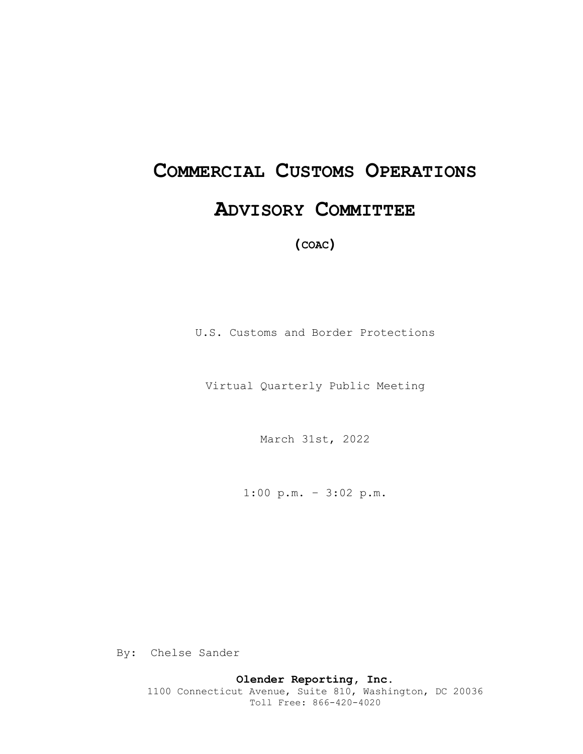# COMMERCIAL CUSTOMS OPERATIONS ADVISORY COMMITTEE

**(COAC)**

U.S. Customs and Border Protections

Virtual Quarterly Public Meeting

March 31st, 2022

1:00 p.m. – 3:02 p.m.

By: Chelse Sander

**Olender Reporting, Inc.**
1100 Connecticut Avenue, Suite 810, Washington, DC 20036
Toll Free: 866-420-4020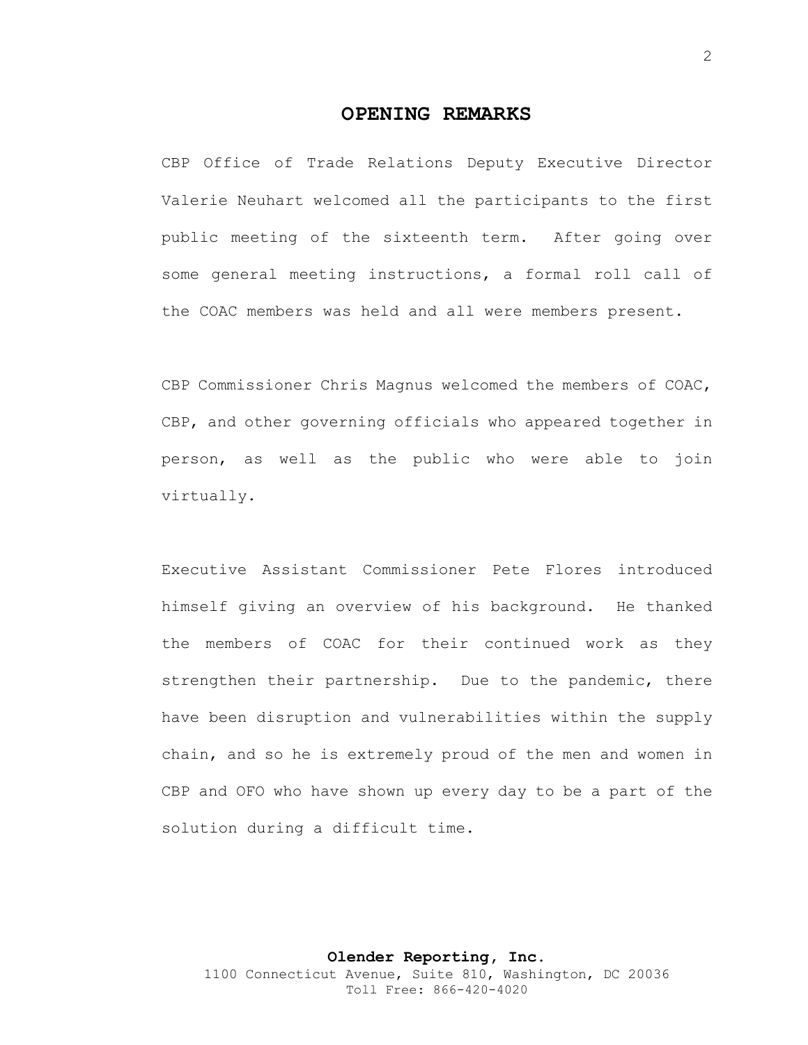# OPENING REMARKS

CBP Office of Trade Relations Deputy Executive Director Valerie Neuhart welcomed all the participants to the first public meeting of the sixteenth term. After going over some general meeting instructions, a formal roll call of the COAC members was held and all were members present.

CBP Commissioner Chris Magnus welcomed the members of COAC, CBP, and other governing officials who appeared together in person, as well as the public who were able to join virtually.

Executive Assistant Commissioner Pete Flores introduced himself giving an overview of his background. He thanked the members of COAC for their continued work as they strengthen their partnership. Due to the pandemic, there have been disruption and vulnerabilities within the supply chain, and so he is extremely proud of the men and women in CBP and OFO who have shown up every day to be a part of the solution during a difficult time.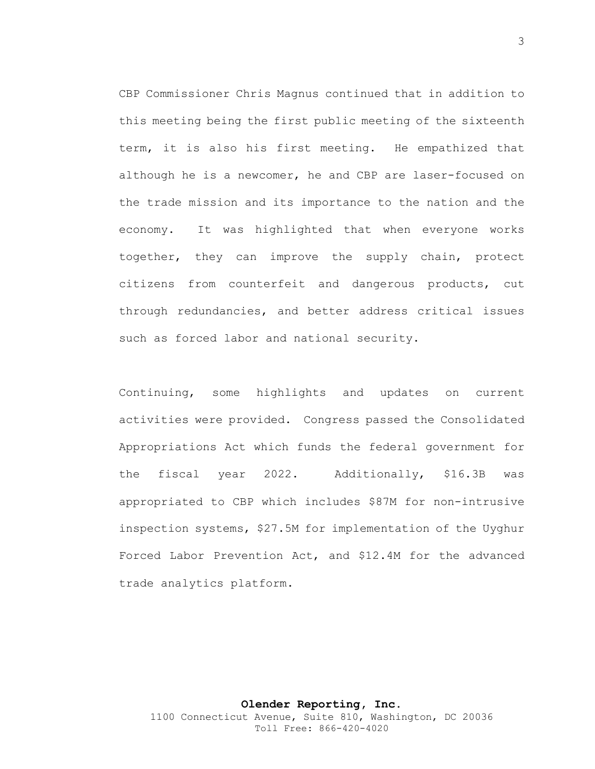CBP Commissioner Chris Magnus continued that in addition to this meeting being the first public meeting of the sixteenth term, it is also his first meeting. He empathized that although he is a newcomer, he and CBP are laser-focused on the trade mission and its importance to the nation and the economy. It was highlighted that when everyone works together, they can improve the supply chain, protect citizens from counterfeit and dangerous products, cut through redundancies, and better address critical issues such as forced labor and national security.

Continuing, some highlights and updates on current activities were provided. Congress passed the Consolidated Appropriations Act which funds the federal government for the fiscal year 2022. Additionally, $16.3B was appropriated to CBP which includes $87M for non-intrusive inspection systems, $27.5M for implementation of the Uyghur Forced Labor Prevention Act, and $12.4M for the advanced trade analytics platform.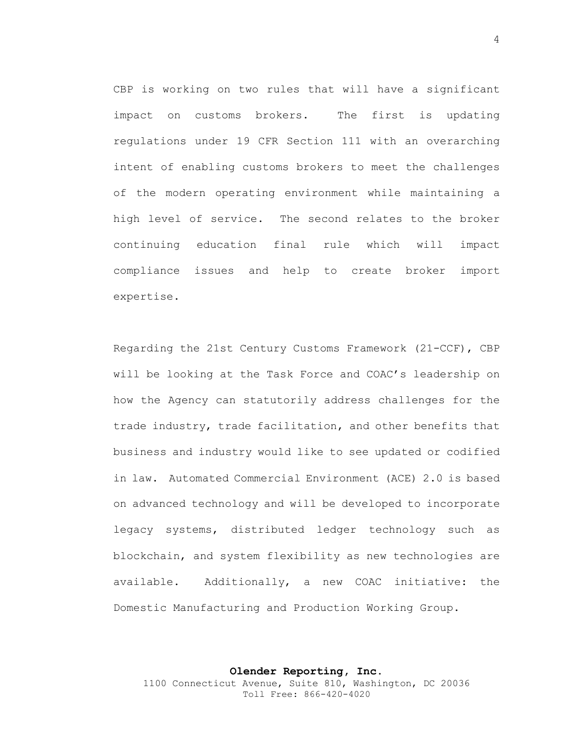CBP is working on two rules that will have a significant impact on customs brokers. The first is updating regulations under 19 CFR Section 111 with an overarching intent of enabling customs brokers to meet the challenges of the modern operating environment while maintaining a high level of service. The second relates to the broker continuing education final rule which will impact compliance issues and help to create broker import expertise.

Regarding the 21st Century Customs Framework (21-CCF), CBP will be looking at the Task Force and COAC's leadership on how the Agency can statutorily address challenges for the trade industry, trade facilitation, and other benefits that business and industry would like to see updated or codified in law. Automated Commercial Environment (ACE) 2.0 is based on advanced technology and will be developed to incorporate legacy systems, distributed ledger technology such as blockchain, and system flexibility as new technologies are available. Additionally, a new COAC initiative: the Domestic Manufacturing and Production Working Group.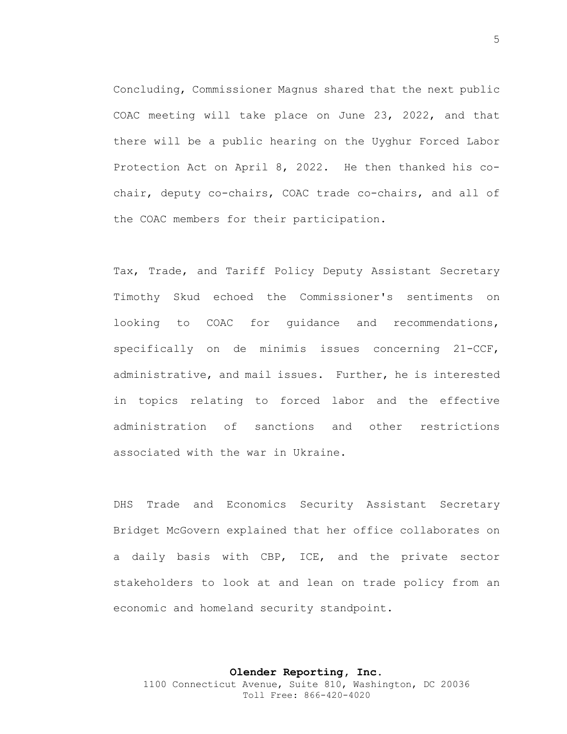Concluding, Commissioner Magnus shared that the next public COAC meeting will take place on June 23, 2022, and that there will be a public hearing on the Uyghur Forced Labor Protection Act on April 8, 2022. He then thanked his co-chair, deputy co-chairs, COAC trade co-chairs, and all of the COAC members for their participation.

Tax, Trade, and Tariff Policy Deputy Assistant Secretary Timothy Skud echoed the Commissioner's sentiments on looking to COAC for guidance and recommendations, specifically on de minimis issues concerning 21-CCF, administrative, and mail issues. Further, he is interested in topics relating to forced labor and the effective administration of sanctions and other restrictions associated with the war in Ukraine.

DHS Trade and Economics Security Assistant Secretary Bridget McGovern explained that her office collaborates on a daily basis with CBP, ICE, and the private sector stakeholders to look at and lean on trade policy from an economic and homeland security standpoint.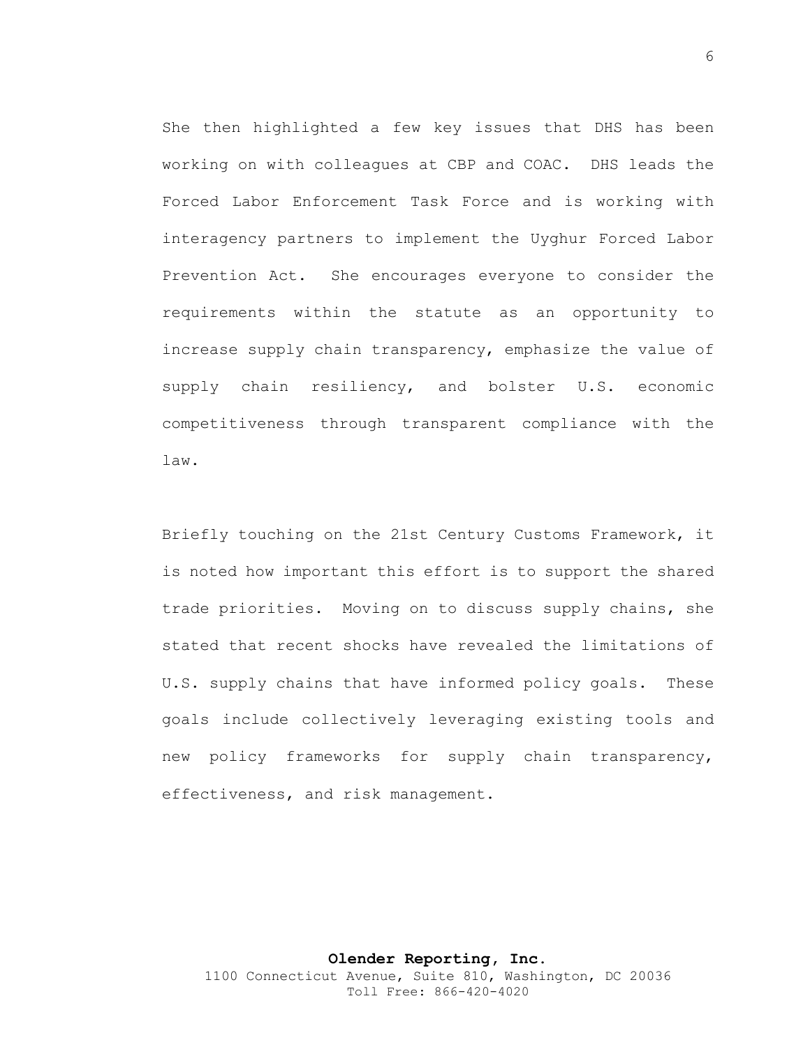She then highlighted a few key issues that DHS has been working on with colleagues at CBP and COAC. DHS leads the Forced Labor Enforcement Task Force and is working with interagency partners to implement the Uyghur Forced Labor Prevention Act. She encourages everyone to consider the requirements within the statute as an opportunity to increase supply chain transparency, emphasize the value of supply chain resiliency, and bolster U.S. economic competitiveness through transparent compliance with the law.

Briefly touching on the 21st Century Customs Framework, it is noted how important this effort is to support the shared trade priorities. Moving on to discuss supply chains, she stated that recent shocks have revealed the limitations of U.S. supply chains that have informed policy goals. These goals include collectively leveraging existing tools and new policy frameworks for supply chain transparency, effectiveness, and risk management.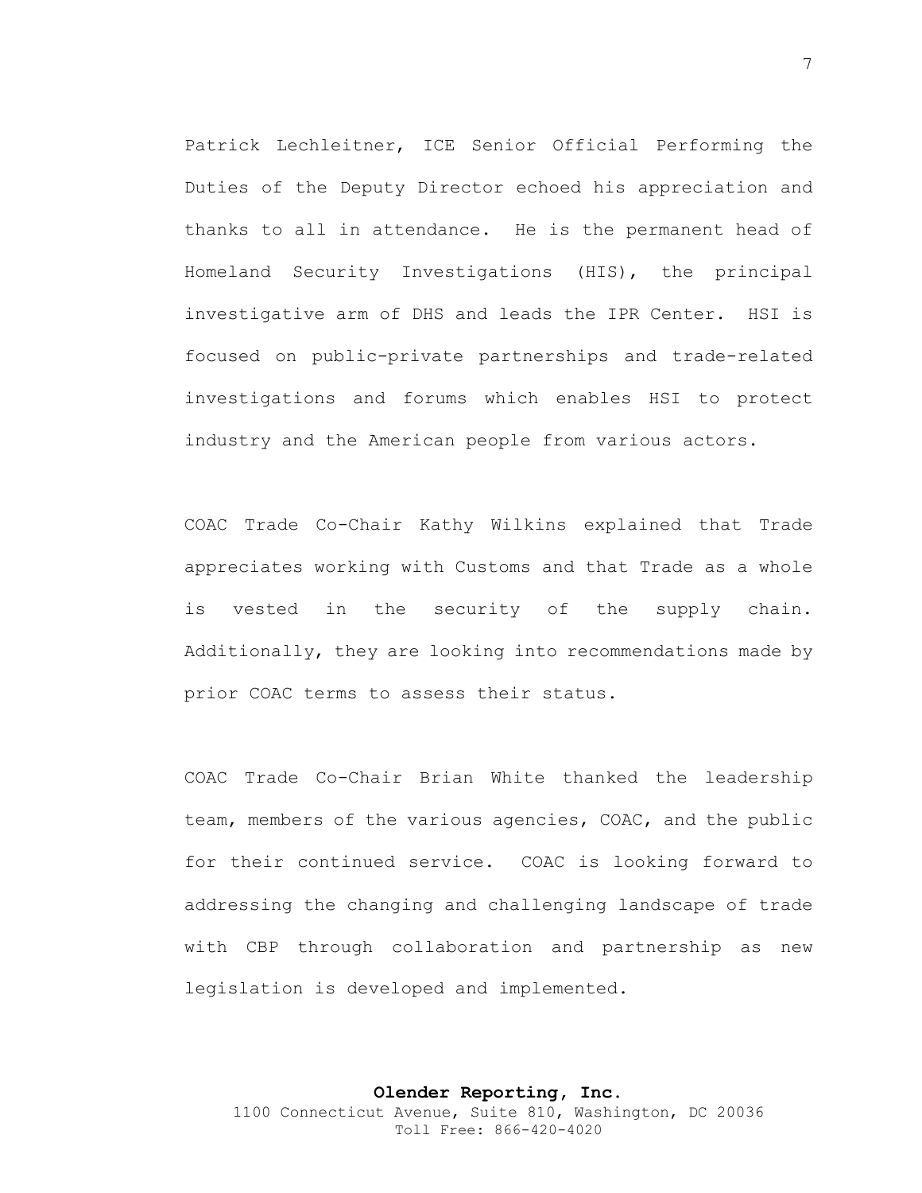Patrick Lechleitner, ICE Senior Official Performing the Duties of the Deputy Director echoed his appreciation and thanks to all in attendance. He is the permanent head of Homeland Security Investigations (HIS), the principal investigative arm of DHS and leads the IPR Center. HSI is focused on public-private partnerships and trade-related investigations and forums which enables HSI to protect industry and the American people from various actors.

COAC Trade Co-Chair Kathy Wilkins explained that Trade appreciates working with Customs and that Trade as a whole is vested in the security of the supply chain. Additionally, they are looking into recommendations made by prior COAC terms to assess their status.

COAC Trade Co-Chair Brian White thanked the leadership team, members of the various agencies, COAC, and the public for their continued service. COAC is looking forward to addressing the changing and challenging landscape of trade with CBP through collaboration and partnership as new legislation is developed and implemented.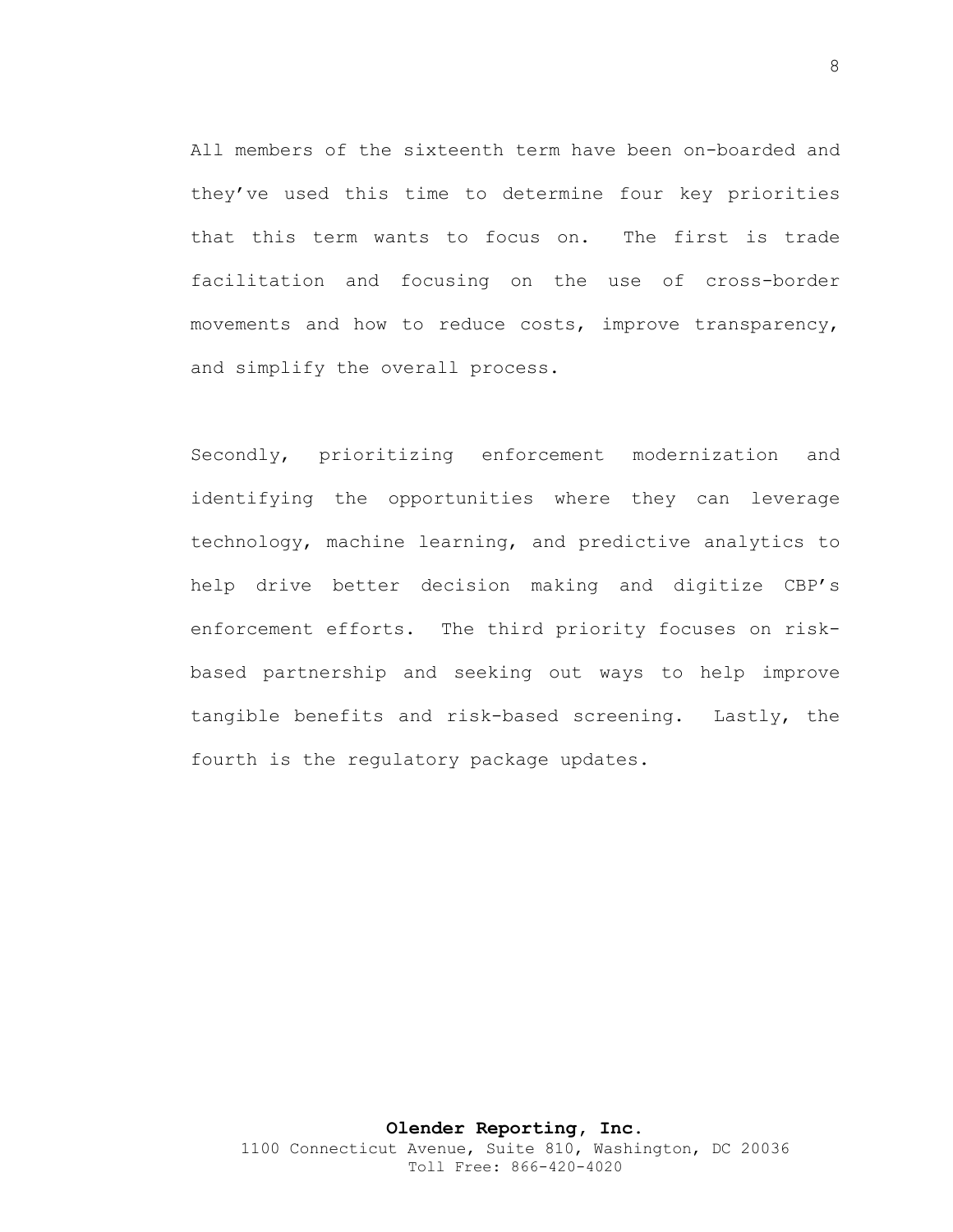All members of the sixteenth term have been on-boarded and they've used this time to determine four key priorities that this term wants to focus on. The first is trade facilitation and focusing on the use of cross-border movements and how to reduce costs, improve transparency, and simplify the overall process.

Secondly, prioritizing enforcement modernization and identifying the opportunities where they can leverage technology, machine learning, and predictive analytics to help drive better decision making and digitize CBP's enforcement efforts. The third priority focuses on risk-based partnership and seeking out ways to help improve tangible benefits and risk-based screening. Lastly, the fourth is the regulatory package updates.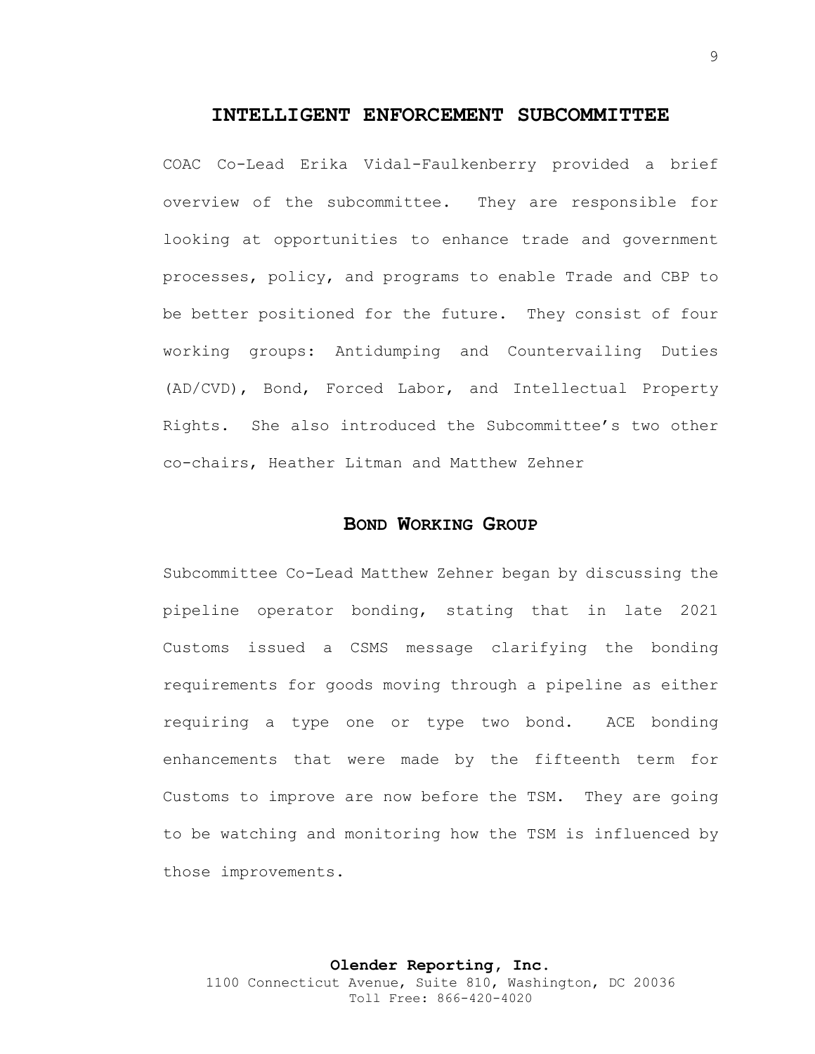## INTELLIGENT ENFORCEMENT SUBCOMMITTEE

COAC Co-Lead Erika Vidal-Faulkenberry provided a brief overview of the subcommittee. They are responsible for looking at opportunities to enhance trade and government processes, policy, and programs to enable Trade and CBP to be better positioned for the future. They consist of four working groups: Antidumping and Countervailing Duties (AD/CVD), Bond, Forced Labor, and Intellectual Property Rights. She also introduced the Subcommittee's two other co-chairs, Heather Litman and Matthew Zehner

### BOND WORKING GROUP

Subcommittee Co-Lead Matthew Zehner began by discussing the pipeline operator bonding, stating that in late 2021 Customs issued a CSMS message clarifying the bonding requirements for goods moving through a pipeline as either requiring a type one or type two bond. ACE bonding enhancements that were made by the fifteenth term for Customs to improve are now before the TSM. They are going to be watching and monitoring how the TSM is influenced by those improvements.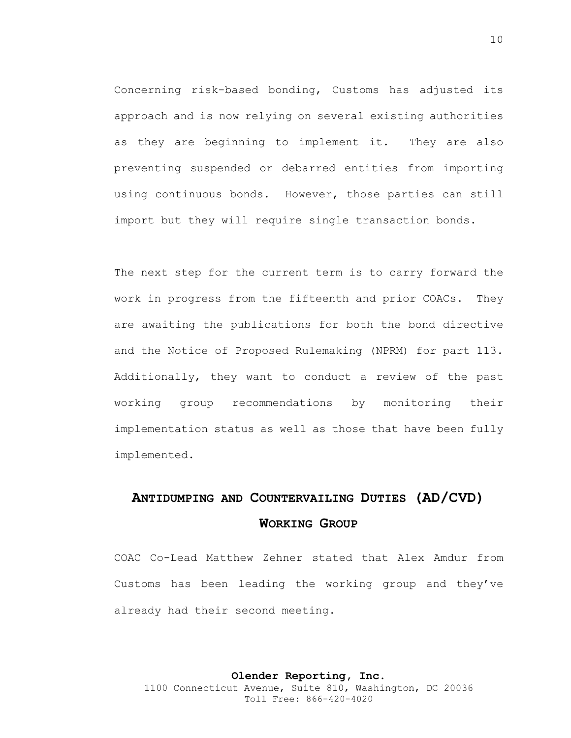Concerning risk-based bonding, Customs has adjusted its approach and is now relying on several existing authorities as they are beginning to implement it. They are also preventing suspended or debarred entities from importing using continuous bonds. However, those parties can still import but they will require single transaction bonds.

The next step for the current term is to carry forward the work in progress from the fifteenth and prior COACs. They are awaiting the publications for both the bond directive and the Notice of Proposed Rulemaking (NPRM) for part 113. Additionally, they want to conduct a review of the past working group recommendations by monitoring their implementation status as well as those that have been fully implemented.

## ANTIDUMPING AND COUNTERVAILING DUTIES (AD/CVD) WORKING GROUP

COAC Co-Lead Matthew Zehner stated that Alex Amdur from Customs has been leading the working group and they've already had their second meeting.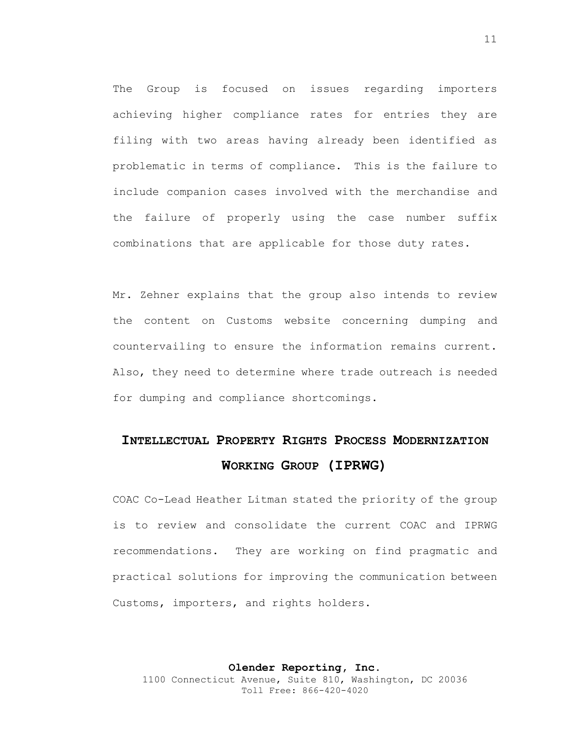The Group is focused on issues regarding importers achieving higher compliance rates for entries they are filing with two areas having already been identified as problematic in terms of compliance. This is the failure to include companion cases involved with the merchandise and the failure of properly using the case number suffix combinations that are applicable for those duty rates.

Mr. Zehner explains that the group also intends to review the content on Customs website concerning dumping and countervailing to ensure the information remains current. Also, they need to determine where trade outreach is needed for dumping and compliance shortcomings.

## INTELLECTUAL PROPERTY RIGHTS PROCESS MODERNIZATION WORKING GROUP (IPRWG)

COAC Co-Lead Heather Litman stated the priority of the group is to review and consolidate the current COAC and IPRWG recommendations. They are working on find pragmatic and practical solutions for improving the communication between Customs, importers, and rights holders.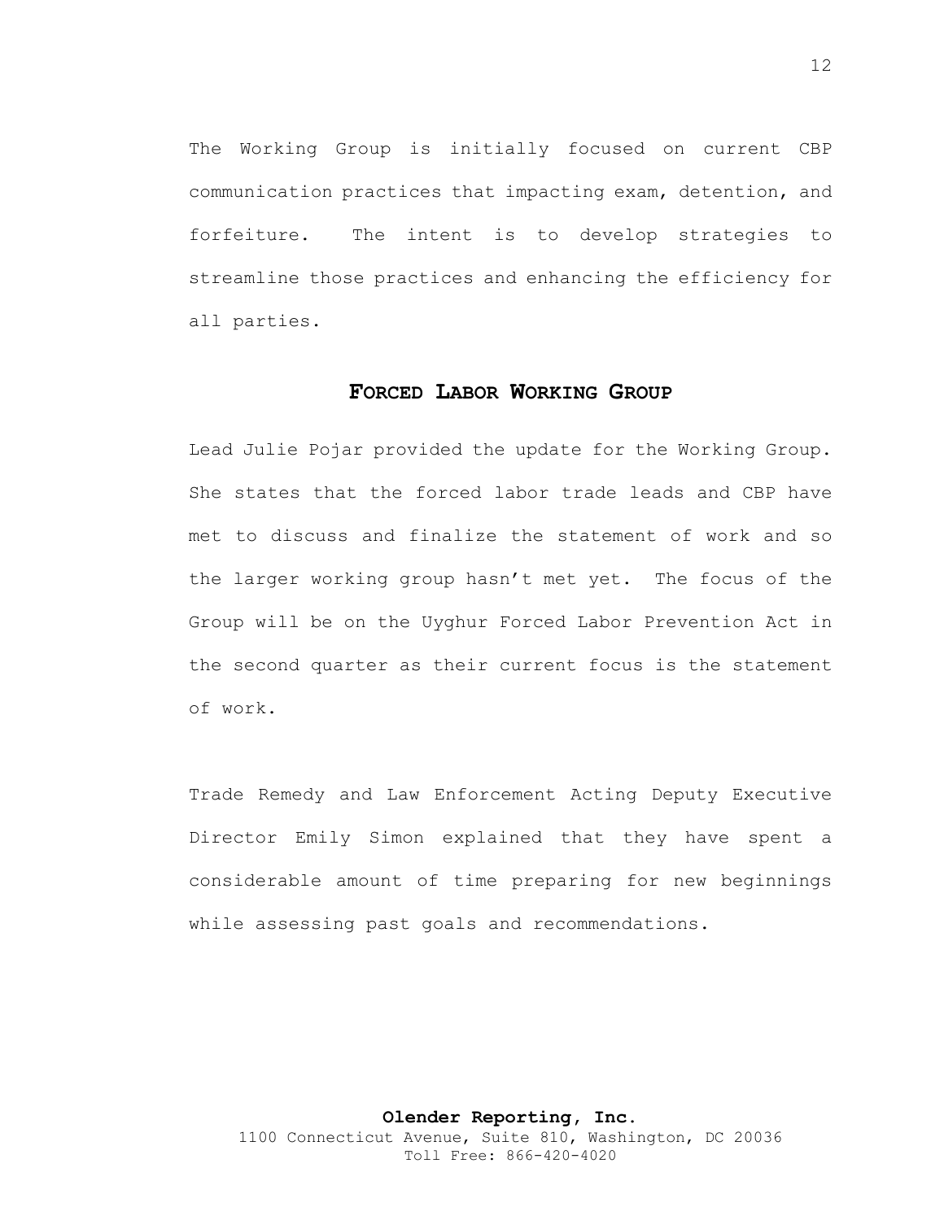The Working Group is initially focused on current CBP communication practices that impacting exam, detention, and forfeiture. The intent is to develop strategies to streamline those practices and enhancing the efficiency for all parties.

## Forced Labor Working Group

Lead Julie Pojar provided the update for the Working Group. She states that the forced labor trade leads and CBP have met to discuss and finalize the statement of work and so the larger working group hasn't met yet. The focus of the Group will be on the Uyghur Forced Labor Prevention Act in the second quarter as their current focus is the statement of work.

Trade Remedy and Law Enforcement Acting Deputy Executive Director Emily Simon explained that they have spent a considerable amount of time preparing for new beginnings while assessing past goals and recommendations.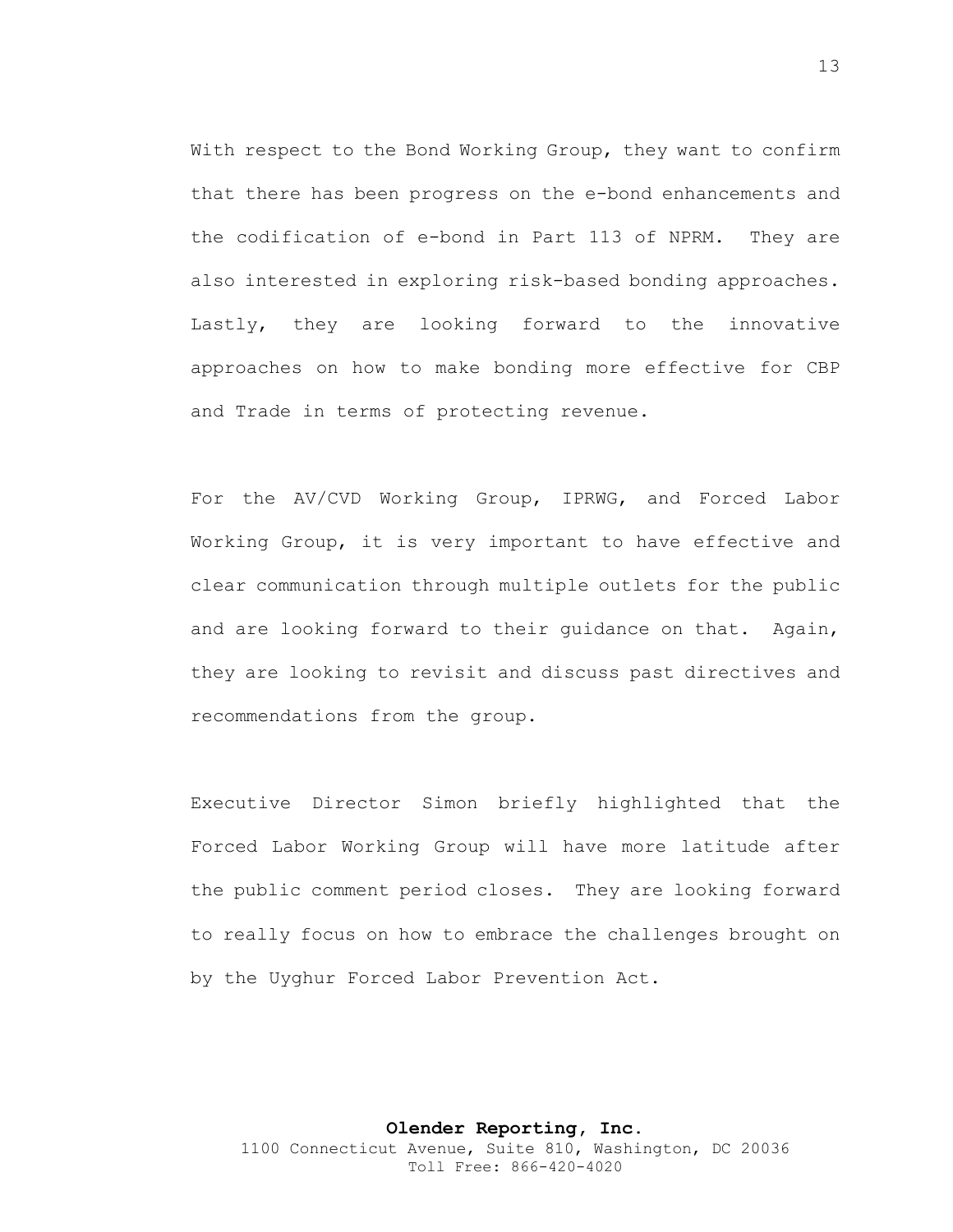With respect to the Bond Working Group, they want to confirm that there has been progress on the e-bond enhancements and the codification of e-bond in Part 113 of NPRM. They are also interested in exploring risk-based bonding approaches. Lastly, they are looking forward to the innovative approaches on how to make bonding more effective for CBP and Trade in terms of protecting revenue.

For the AV/CVD Working Group, IPRWG, and Forced Labor Working Group, it is very important to have effective and clear communication through multiple outlets for the public and are looking forward to their guidance on that. Again, they are looking to revisit and discuss past directives and recommendations from the group.

Executive Director Simon briefly highlighted that the Forced Labor Working Group will have more latitude after the public comment period closes. They are looking forward to really focus on how to embrace the challenges brought on by the Uyghur Forced Labor Prevention Act.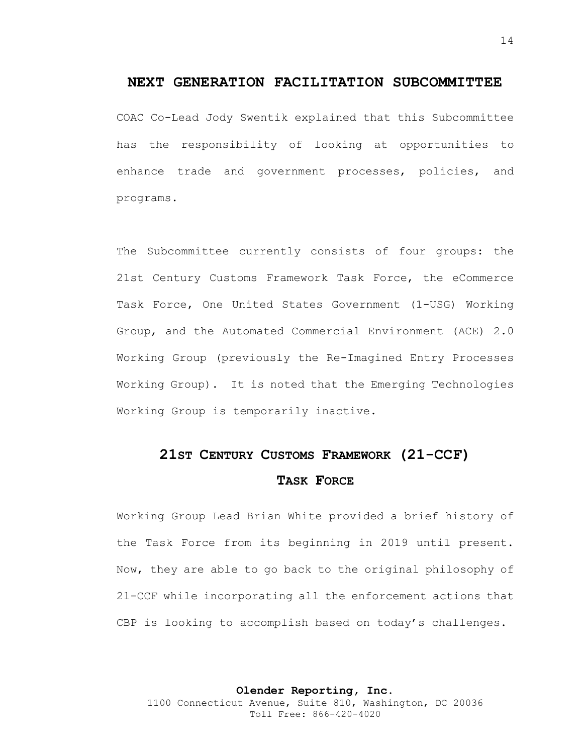## NEXT GENERATION FACILITATION SUBCOMMITTEE

COAC Co-Lead Jody Swentik explained that this Subcommittee has the responsibility of looking at opportunities to enhance trade and government processes, policies, and programs.

The Subcommittee currently consists of four groups: the 21st Century Customs Framework Task Force, the eCommerce Task Force, One United States Government (1-USG) Working Group, and the Automated Commercial Environment (ACE) 2.0 Working Group (previously the Re-Imagined Entry Processes Working Group). It is noted that the Emerging Technologies Working Group is temporarily inactive.

### 21ST CENTURY CUSTOMS FRAMEWORK (21-CCF) TASK FORCE

Working Group Lead Brian White provided a brief history of the Task Force from its beginning in 2019 until present. Now, they are able to go back to the original philosophy of 21-CCF while incorporating all the enforcement actions that CBP is looking to accomplish based on today's challenges.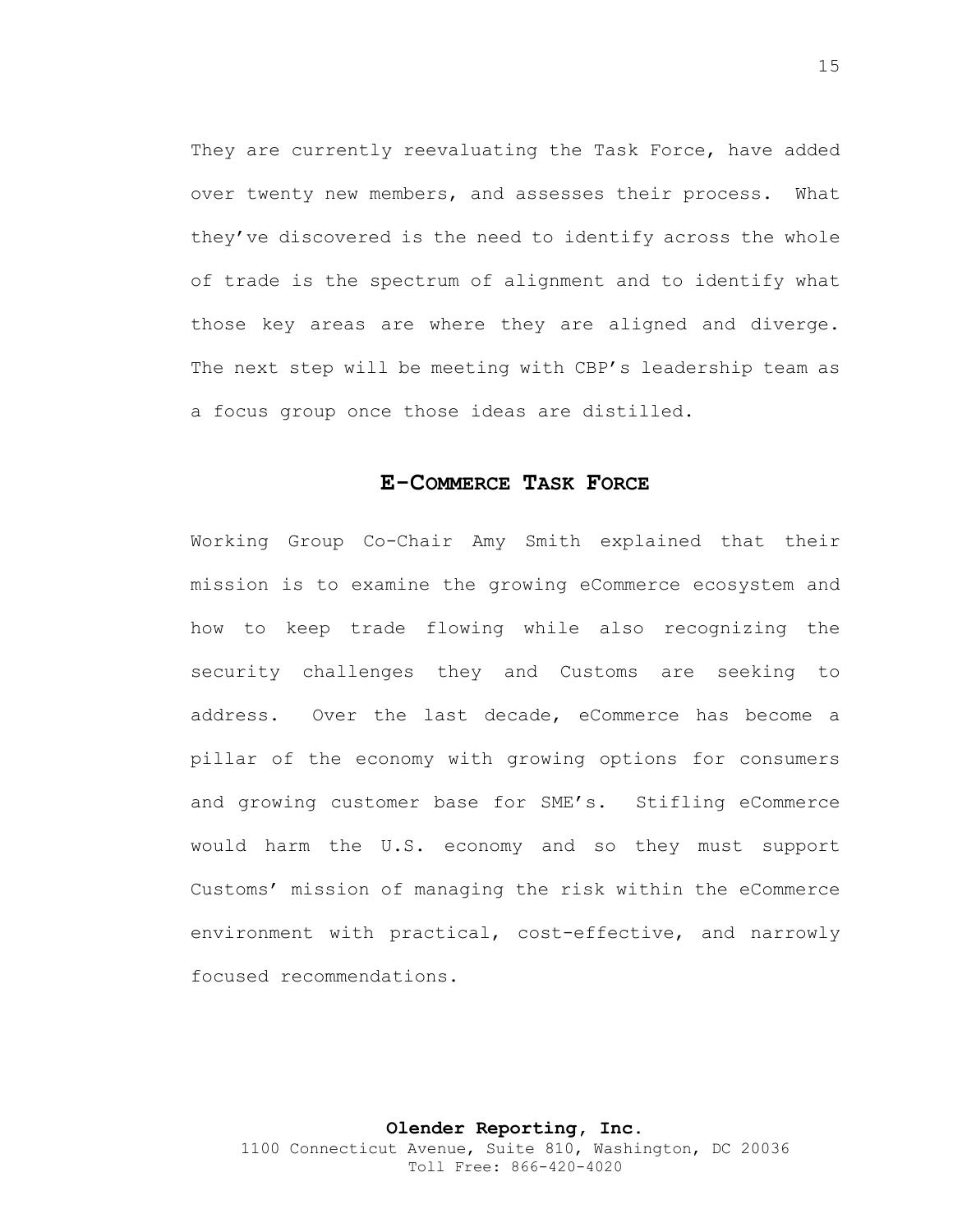They are currently reevaluating the Task Force, have added over twenty new members, and assesses their process. What they've discovered is the need to identify across the whole of trade is the spectrum of alignment and to identify what those key areas are where they are aligned and diverge. The next step will be meeting with CBP's leadership team as a focus group once those ideas are distilled.

## E-COMMERCE TASK FORCE

Working Group Co-Chair Amy Smith explained that their mission is to examine the growing eCommerce ecosystem and how to keep trade flowing while also recognizing the security challenges they and Customs are seeking to address. Over the last decade, eCommerce has become a pillar of the economy with growing options for consumers and growing customer base for SME's. Stifling eCommerce would harm the U.S. economy and so they must support Customs' mission of managing the risk within the eCommerce environment with practical, cost-effective, and narrowly focused recommendations.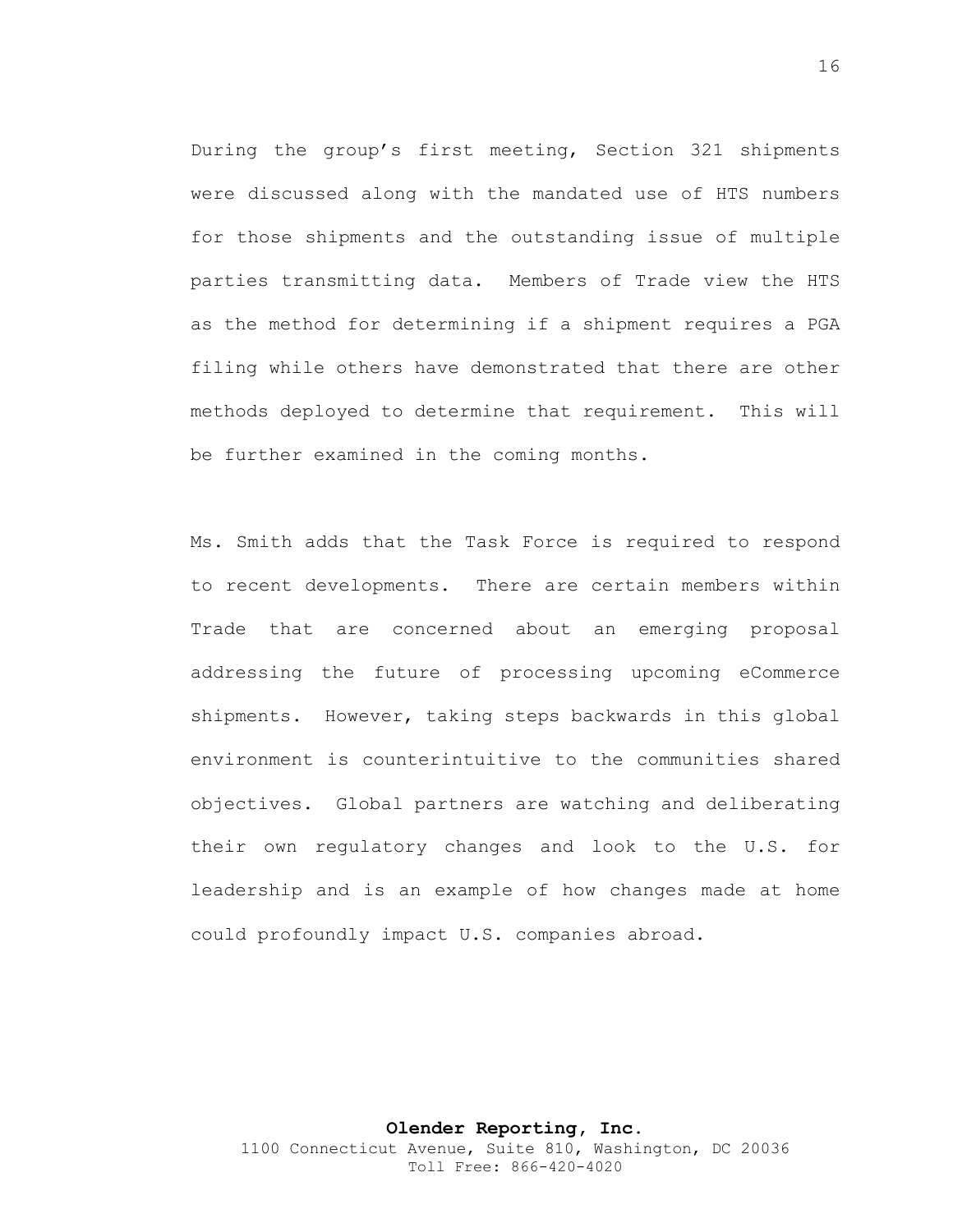During the group's first meeting, Section 321 shipments were discussed along with the mandated use of HTS numbers for those shipments and the outstanding issue of multiple parties transmitting data. Members of Trade view the HTS as the method for determining if a shipment requires a PGA filing while others have demonstrated that there are other methods deployed to determine that requirement. This will be further examined in the coming months.

Ms. Smith adds that the Task Force is required to respond to recent developments. There are certain members within Trade that are concerned about an emerging proposal addressing the future of processing upcoming eCommerce shipments. However, taking steps backwards in this global environment is counterintuitive to the communities shared objectives. Global partners are watching and deliberating their own regulatory changes and look to the U.S. for leadership and is an example of how changes made at home could profoundly impact U.S. companies abroad.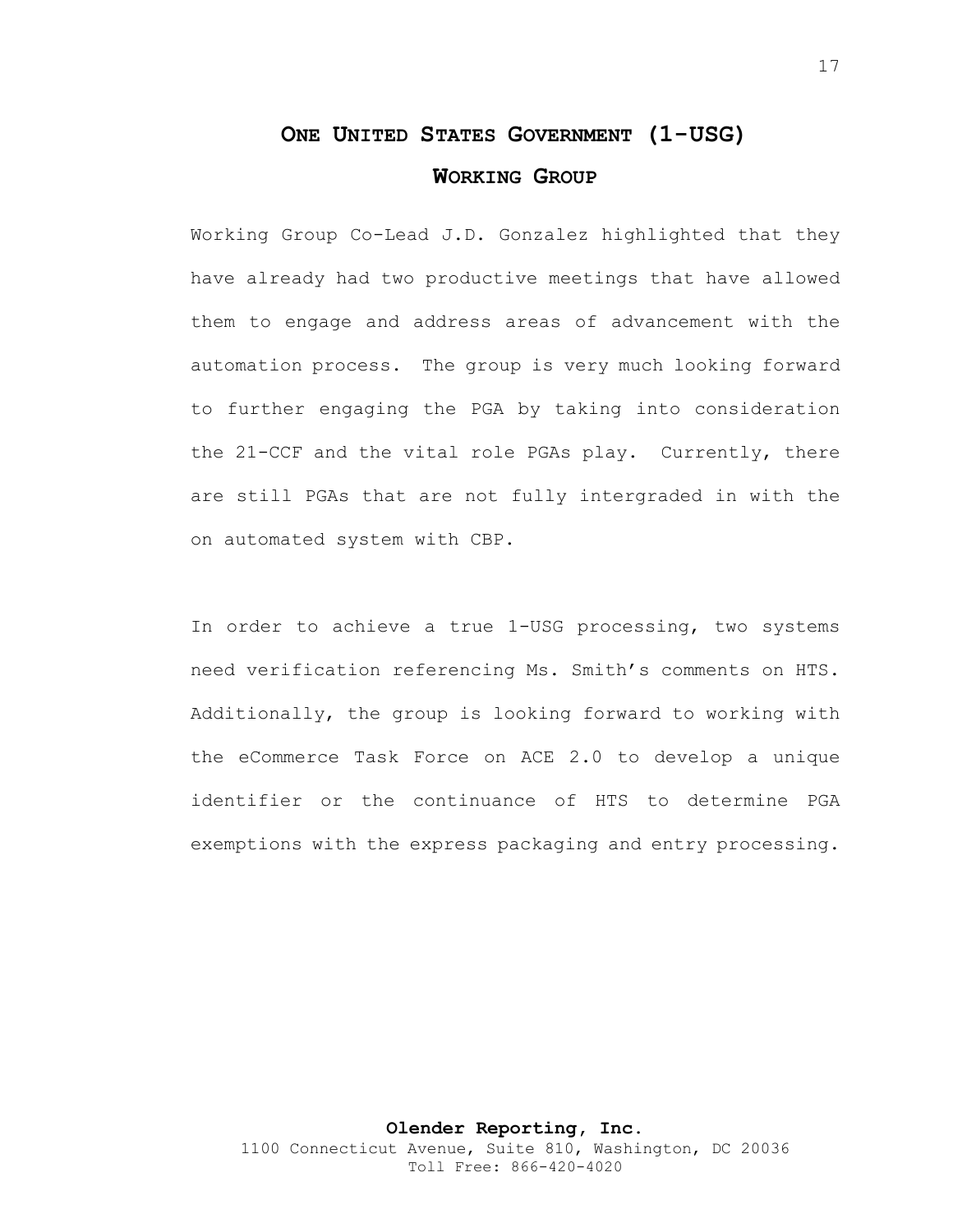## One United States Government (1-USG) Working Group

Working Group Co-Lead J.D. Gonzalez highlighted that they have already had two productive meetings that have allowed them to engage and address areas of advancement with the automation process. The group is very much looking forward to further engaging the PGA by taking into consideration the 21-CCF and the vital role PGAs play. Currently, there are still PGAs that are not fully intergraded in with the on automated system with CBP.

In order to achieve a true 1-USG processing, two systems need verification referencing Ms. Smith's comments on HTS. Additionally, the group is looking forward to working with the eCommerce Task Force on ACE 2.0 to develop a unique identifier or the continuance of HTS to determine PGA exemptions with the express packaging and entry processing.

**Olender Reporting, Inc.**
1100 Connecticut Avenue, Suite 810, Washington, DC 20036
Toll Free: 866-420-4020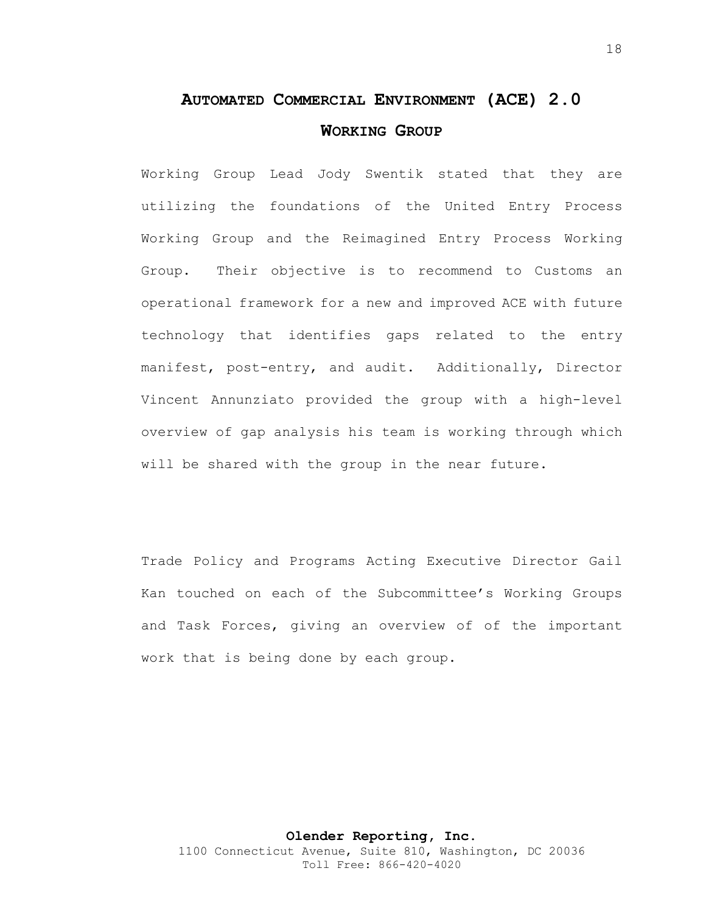## AUTOMATED COMMERCIAL ENVIRONMENT (ACE) 2.0 WORKING GROUP

Working Group Lead Jody Swentik stated that they are utilizing the foundations of the United Entry Process Working Group and the Reimagined Entry Process Working Group. Their objective is to recommend to Customs an operational framework for a new and improved ACE with future technology that identifies gaps related to the entry manifest, post-entry, and audit. Additionally, Director Vincent Annunziato provided the group with a high-level overview of gap analysis his team is working through which will be shared with the group in the near future.

Trade Policy and Programs Acting Executive Director Gail Kan touched on each of the Subcommittee's Working Groups and Task Forces, giving an overview of of the important work that is being done by each group.

**Olender Reporting, Inc.**
1100 Connecticut Avenue, Suite 810, Washington, DC 20036
Toll Free: 866-420-4020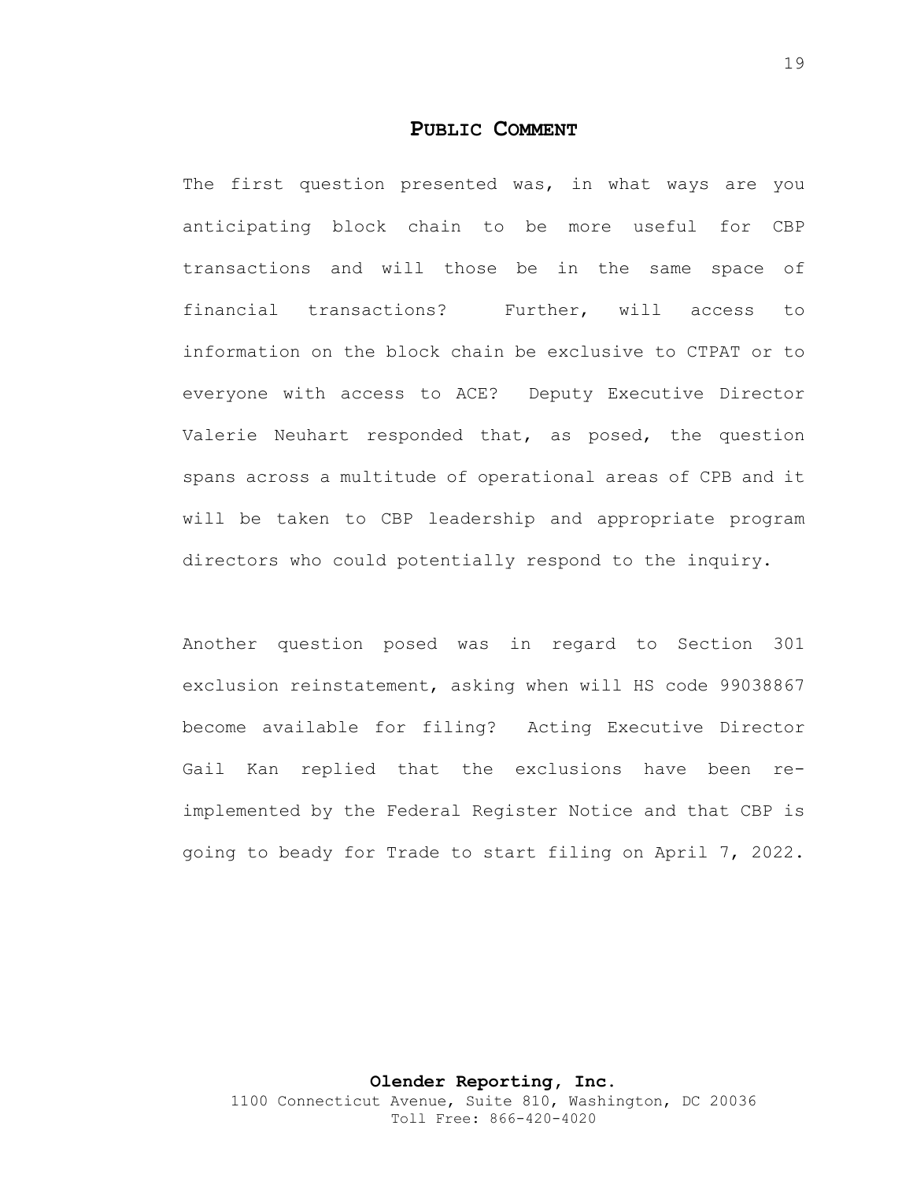## PUBLIC COMMENT

The first question presented was, in what ways are you anticipating block chain to be more useful for CBP transactions and will those be in the same space of financial transactions? Further, will access to information on the block chain be exclusive to CTPAT or to everyone with access to ACE? Deputy Executive Director Valerie Neuhart responded that, as posed, the question spans across a multitude of operational areas of CPB and it will be taken to CBP leadership and appropriate program directors who could potentially respond to the inquiry.

Another question posed was in regard to Section 301 exclusion reinstatement, asking when will HS code 99038867 become available for filing? Acting Executive Director Gail Kan replied that the exclusions have been re-implemented by the Federal Register Notice and that CBP is going to beady for Trade to start filing on April 7, 2022.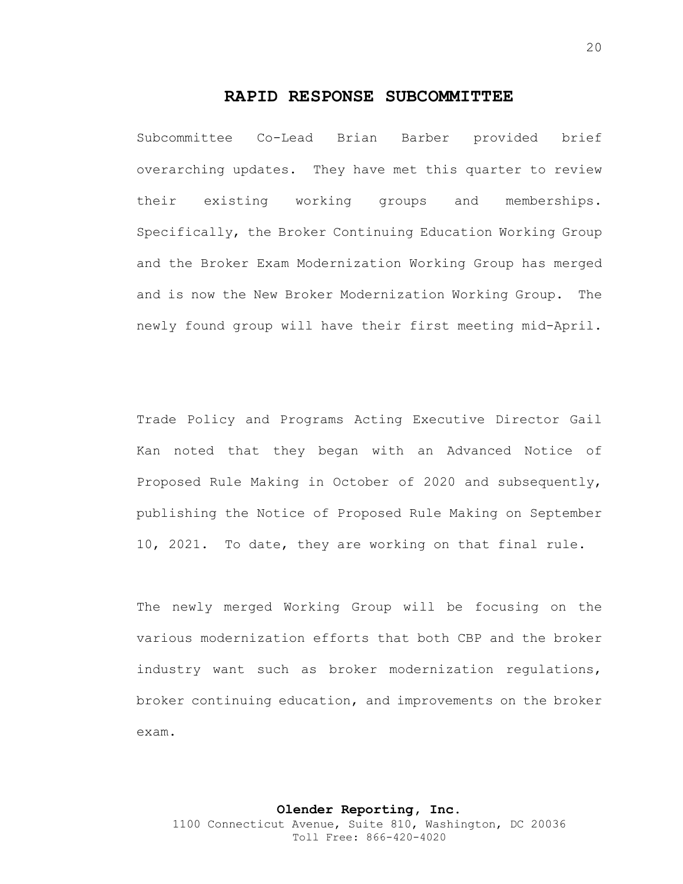## RAPID RESPONSE SUBCOMMITTEE

Subcommittee Co-Lead Brian Barber provided brief overarching updates. They have met this quarter to review their existing working groups and memberships. Specifically, the Broker Continuing Education Working Group and the Broker Exam Modernization Working Group has merged and is now the New Broker Modernization Working Group. The newly found group will have their first meeting mid-April.

Trade Policy and Programs Acting Executive Director Gail Kan noted that they began with an Advanced Notice of Proposed Rule Making in October of 2020 and subsequently, publishing the Notice of Proposed Rule Making on September 10, 2021. To date, they are working on that final rule.

The newly merged Working Group will be focusing on the various modernization efforts that both CBP and the broker industry want such as broker modernization regulations, broker continuing education, and improvements on the broker exam.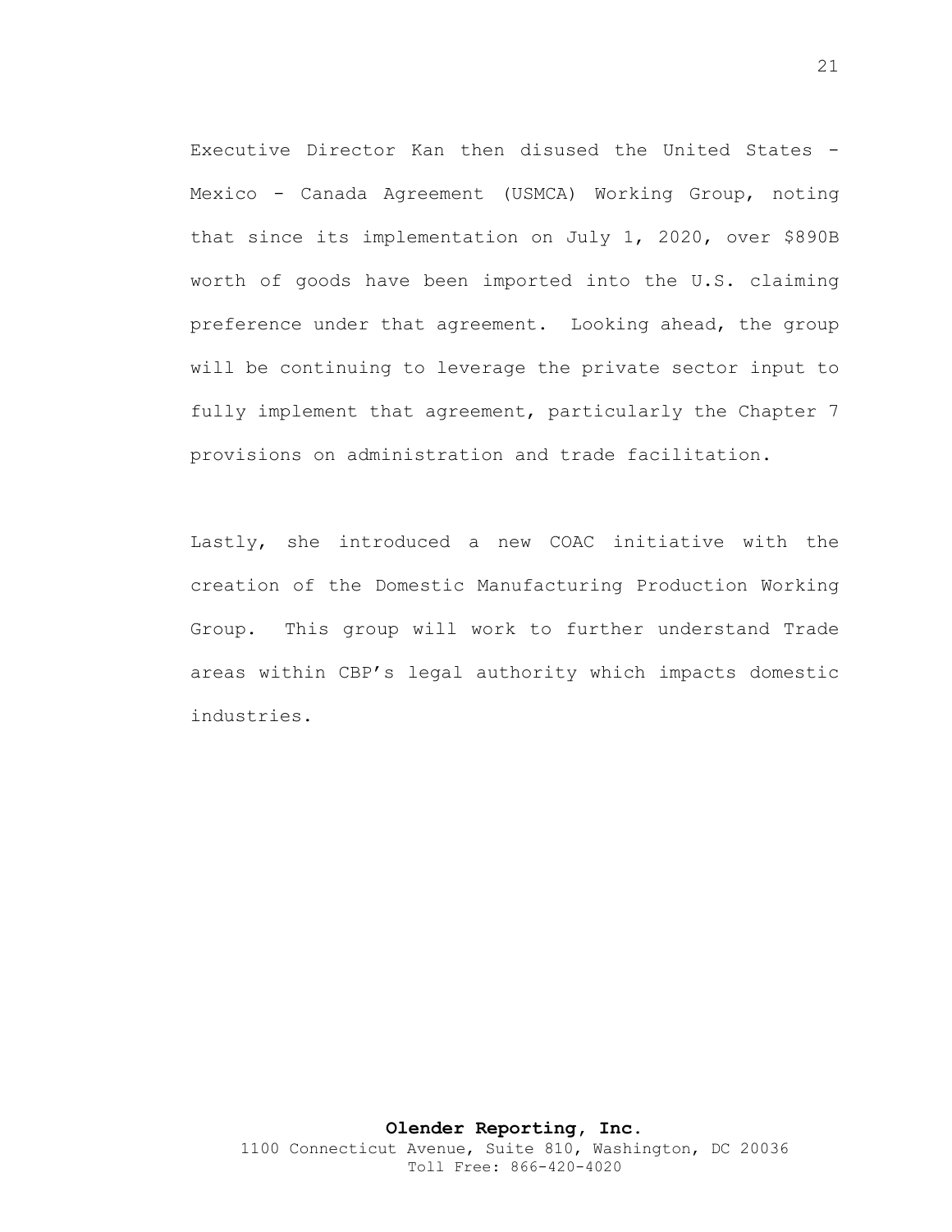Executive Director Kan then disused the United States - Mexico - Canada Agreement (USMCA) Working Group, noting that since its implementation on July 1, 2020, over $890B worth of goods have been imported into the U.S. claiming preference under that agreement. Looking ahead, the group will be continuing to leverage the private sector input to fully implement that agreement, particularly the Chapter 7 provisions on administration and trade facilitation.

Lastly, she introduced a new COAC initiative with the creation of the Domestic Manufacturing Production Working Group. This group will work to further understand Trade areas within CBP's legal authority which impacts domestic industries.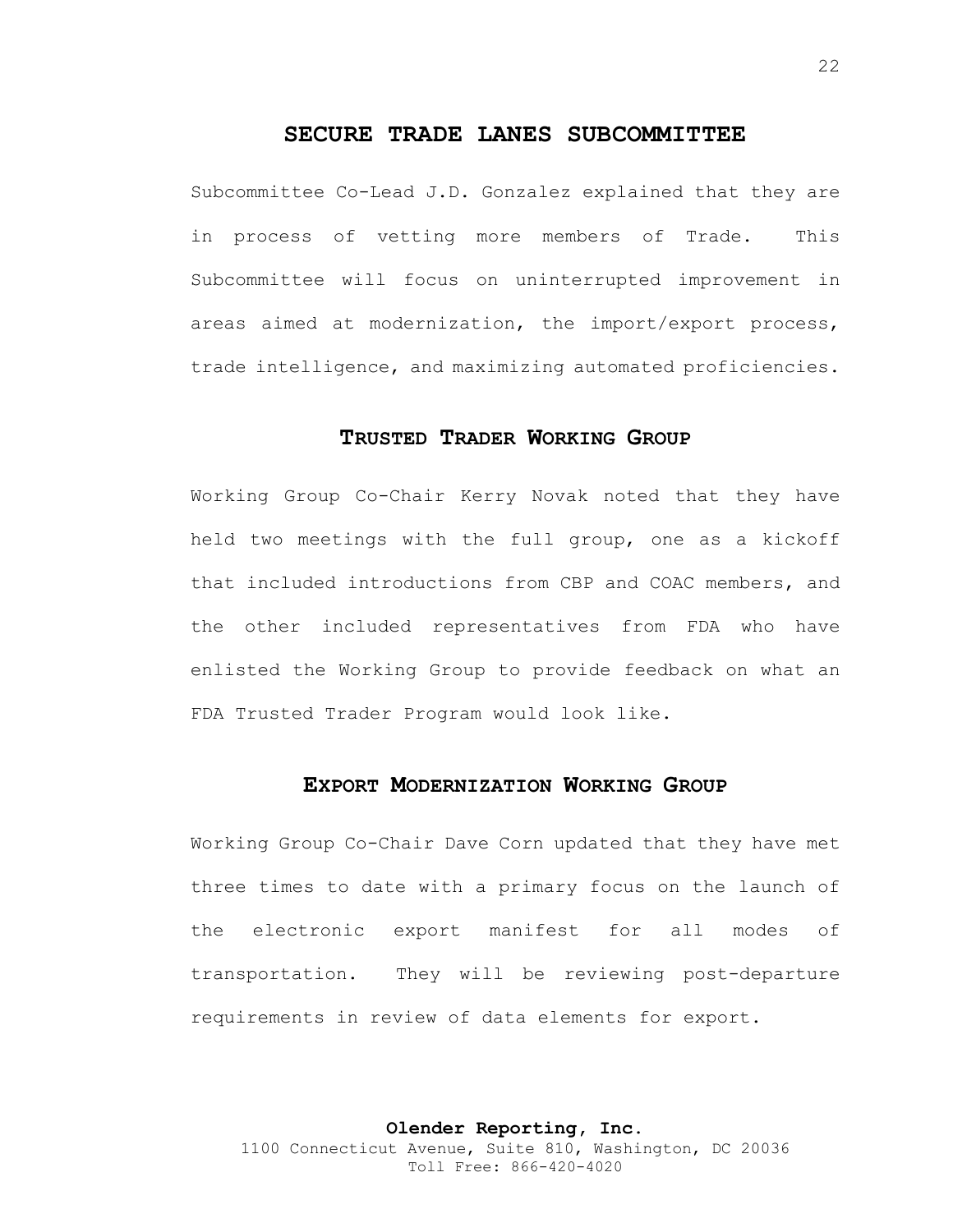## SECURE TRADE LANES SUBCOMMITTEE

Subcommittee Co-Lead J.D. Gonzalez explained that they are in process of vetting more members of Trade. This Subcommittee will focus on uninterrupted improvement in areas aimed at modernization, the import/export process, trade intelligence, and maximizing automated proficiencies.

### TRUSTED TRADER WORKING GROUP

Working Group Co-Chair Kerry Novak noted that they have held two meetings with the full group, one as a kickoff that included introductions from CBP and COAC members, and the other included representatives from FDA who have enlisted the Working Group to provide feedback on what an FDA Trusted Trader Program would look like.

### EXPORT MODERNIZATION WORKING GROUP

Working Group Co-Chair Dave Corn updated that they have met three times to date with a primary focus on the launch of the electronic export manifest for all modes of transportation. They will be reviewing post-departure requirements in review of data elements for export.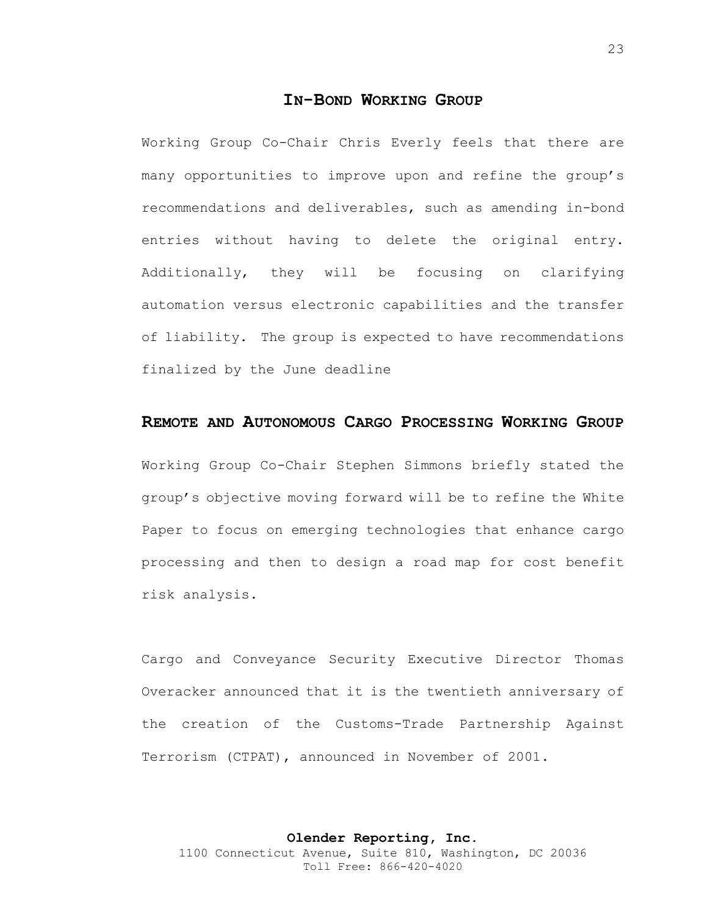## In-Bond Working Group

Working Group Co-Chair Chris Everly feels that there are many opportunities to improve upon and refine the group's recommendations and deliverables, such as amending in-bond entries without having to delete the original entry. Additionally, they will be focusing on clarifying automation versus electronic capabilities and the transfer of liability. The group is expected to have recommendations finalized by the June deadline

## Remote and Autonomous Cargo Processing Working Group

Working Group Co-Chair Stephen Simmons briefly stated the group's objective moving forward will be to refine the White Paper to focus on emerging technologies that enhance cargo processing and then to design a road map for cost benefit risk analysis.

Cargo and Conveyance Security Executive Director Thomas Overacker announced that it is the twentieth anniversary of the creation of the Customs-Trade Partnership Against Terrorism (CTPAT), announced in November of 2001.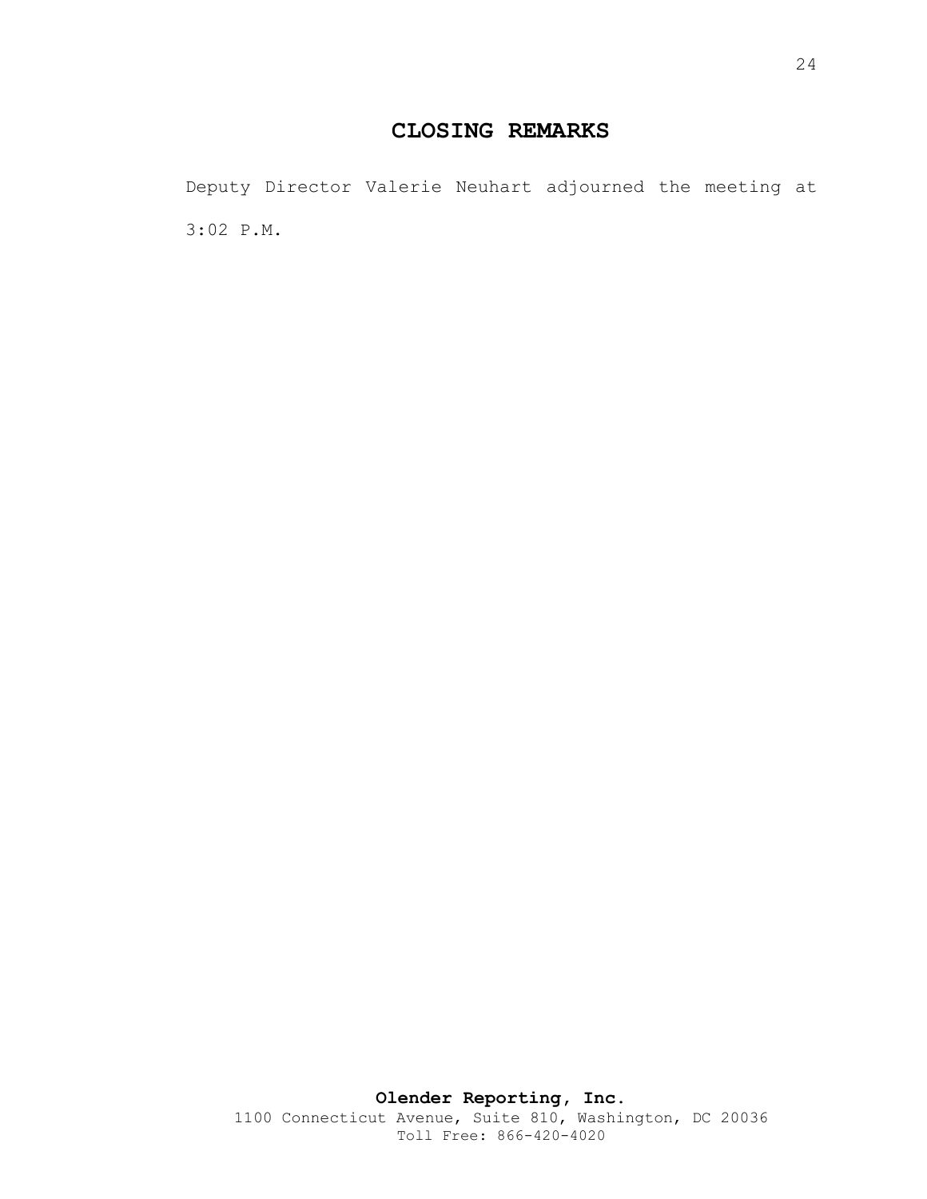## CLOSING REMARKS

Deputy Director Valerie Neuhart adjourned the meeting at 3:02 P.M.